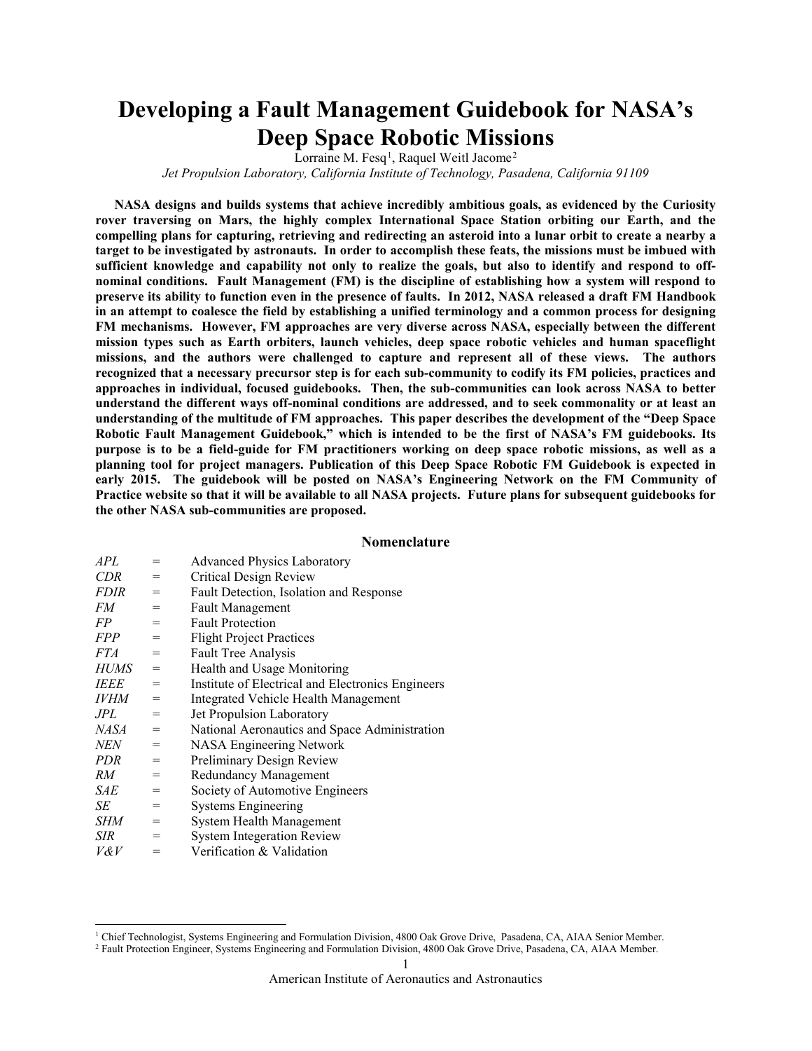# Developing a Fault Management Guidebook for NASA's Deep Space Robotic Missions

Lorraine M. Fesq[1], Raquel Weitl Jacome[2]

*Jet Propulsion Laboratory, California Institute of Technology, Pasadena, California 91109*

**NASA designs and builds systems that achieve incredibly ambitious goals, as evidenced by the Curiosity rover traversing on Mars, the highly complex International Space Station orbiting our Earth, and the compelling plans for capturing, retrieving and redirecting an asteroid into a lunar orbit to create a nearby a target to be investigated by astronauts. In order to accomplish these feats, the missions must be imbued with sufficient knowledge and capability not only to realize the goals, but also to identify and respond to off-nominal conditions. Fault Management (FM) is the discipline of establishing how a system will respond to preserve its ability to function even in the presence of faults. In 2012, NASA released a draft FM Handbook in an attempt to coalesce the field by establishing a unified terminology and a common process for designing FM mechanisms. However, FM approaches are very diverse across NASA, especially between the different mission types such as Earth orbiters, launch vehicles, deep space robotic vehicles and human spaceflight missions, and the authors were challenged to capture and represent all of these views. The authors recognized that a necessary precursor step is for each sub-community to codify its FM policies, practices and approaches in individual, focused guidebooks. Then, the sub-communities can look across NASA to better understand the different ways off-nominal conditions are addressed, and to seek commonality or at least an understanding of the multitude of FM approaches. This paper describes the development of the "Deep Space Robotic Fault Management Guidebook," which is intended to be the first of NASA's FM guidebooks. Its purpose is to be a field-guide for FM practitioners working on deep space robotic missions, as well as a planning tool for project managers. Publication of this Deep Space Robotic FM Guidebook is expected in early 2015. The guidebook will be posted on NASA's Engineering Network on the FM Community of Practice website so that it will be available to all NASA projects. Future plans for subsequent guidebooks for the other NASA sub-communities are proposed.**

## Nomenclature

| | | |
|---|---|---|
| *APL* | = | Advanced Physics Laboratory |
| *CDR* | = | Critical Design Review |
| *FDIR* | = | Fault Detection, Isolation and Response |
| *FM* | = | Fault Management |
| *FP* | = | Fault Protection |
| *FPP* | = | Flight Project Practices |
| *FTA* | = | Fault Tree Analysis |
| *HUMS* | = | Health and Usage Monitoring |
| *IEEE* | = | Institute of Electrical and Electronics Engineers |
| *IVHM* | = | Integrated Vehicle Health Management |
| *JPL* | = | Jet Propulsion Laboratory |
| *NASA* | = | National Aeronautics and Space Administration |
| *NEN* | = | NASA Engineering Network |
| *PDR* | = | Preliminary Design Review |
| *RM* | = | Redundancy Management |
| *SAE* | = | Society of Automotive Engineers |
| *SE* | = | Systems Engineering |
| *SHM* | = | System Health Management |
| *SIR* | = | System Integeration Review |
| *V&V* | = | Verification & Validation |

[1] Chief Technologist, Systems Engineering and Formulation Division, 4800 Oak Grove Drive, Pasadena, CA, AIAA Senior Member.

[2] Fault Protection Engineer, Systems Engineering and Formulation Division, 4800 Oak Grove Drive, Pasadena, CA, AIAA Member.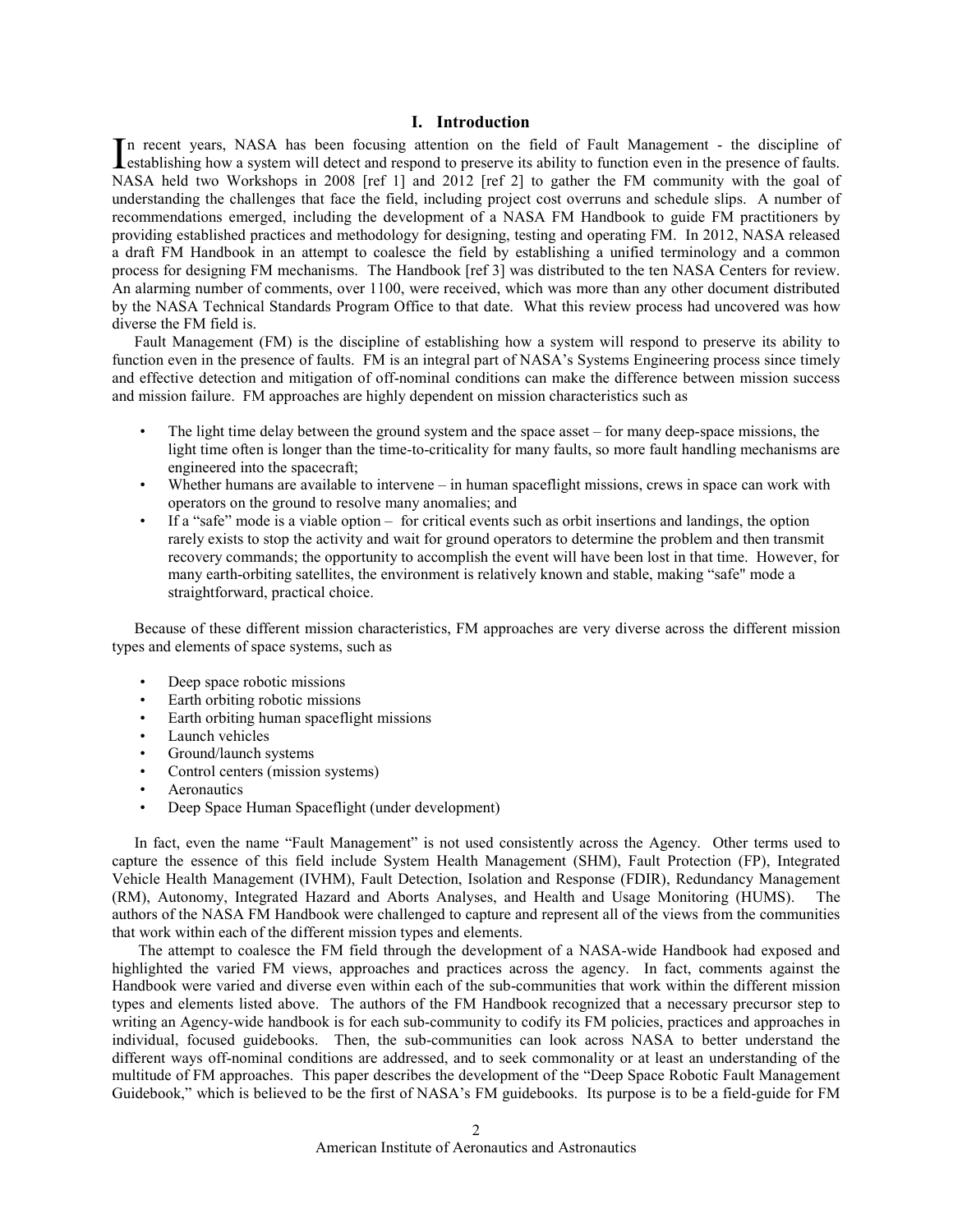# I. Introduction

In recent years, NASA has been focusing attention on the field of Fault Management - the discipline of establishing how a system will detect and respond to preserve its ability to function even in the presence of faults. NASA held two Workshops in 2008 [ref 1] and 2012 [ref 2] to gather the FM community with the goal of understanding the challenges that face the field, including project cost overruns and schedule slips. A number of recommendations emerged, including the development of a NASA FM Handbook to guide FM practitioners by providing established practices and methodology for designing, testing and operating FM. In 2012, NASA released a draft FM Handbook in an attempt to coalesce the field by establishing a unified terminology and a common process for designing FM mechanisms. The Handbook [ref 3] was distributed to the ten NASA Centers for review. An alarming number of comments, over 1100, were received, which was more than any other document distributed by the NASA Technical Standards Program Office to that date. What this review process had uncovered was how diverse the FM field is.

Fault Management (FM) is the discipline of establishing how a system will respond to preserve its ability to function even in the presence of faults. FM is an integral part of NASA's Systems Engineering process since timely and effective detection and mitigation of off-nominal conditions can make the difference between mission success and mission failure. FM approaches are highly dependent on mission characteristics such as

- The light time delay between the ground system and the space asset – for many deep-space missions, the light time often is longer than the time-to-criticality for many faults, so more fault handling mechanisms are engineered into the spacecraft;
- Whether humans are available to intervene – in human spaceflight missions, crews in space can work with operators on the ground to resolve many anomalies; and
- If a "safe" mode is a viable option – for critical events such as orbit insertions and landings, the option rarely exists to stop the activity and wait for ground operators to determine the problem and then transmit recovery commands; the opportunity to accomplish the event will have been lost in that time. However, for many earth-orbiting satellites, the environment is relatively known and stable, making "safe" mode a straightforward, practical choice.

Because of these different mission characteristics, FM approaches are very diverse across the different mission types and elements of space systems, such as

- Deep space robotic missions
- Earth orbiting robotic missions
- Earth orbiting human spaceflight missions
- Launch vehicles
- Ground/launch systems
- Control centers (mission systems)
- Aeronautics
- Deep Space Human Spaceflight (under development)

In fact, even the name "Fault Management" is not used consistently across the Agency. Other terms used to capture the essence of this field include System Health Management (SHM), Fault Protection (FP), Integrated Vehicle Health Management (IVHM), Fault Detection, Isolation and Response (FDIR), Redundancy Management (RM), Autonomy, Integrated Hazard and Aborts Analyses, and Health and Usage Monitoring (HUMS). The authors of the NASA FM Handbook were challenged to capture and represent all of the views from the communities that work within each of the different mission types and elements.

The attempt to coalesce the FM field through the development of a NASA-wide Handbook had exposed and highlighted the varied FM views, approaches and practices across the agency. In fact, comments against the Handbook were varied and diverse even within each of the sub-communities that work within the different mission types and elements listed above. The authors of the FM Handbook recognized that a necessary precursor step to writing an Agency-wide handbook is for each sub-community to codify its FM policies, practices and approaches in individual, focused guidebooks. Then, the sub-communities can look across NASA to better understand the different ways off-nominal conditions are addressed, and to seek commonality or at least an understanding of the multitude of FM approaches. This paper describes the development of the "Deep Space Robotic Fault Management Guidebook," which is believed to be the first of NASA's FM guidebooks. Its purpose is to be a field-guide for FM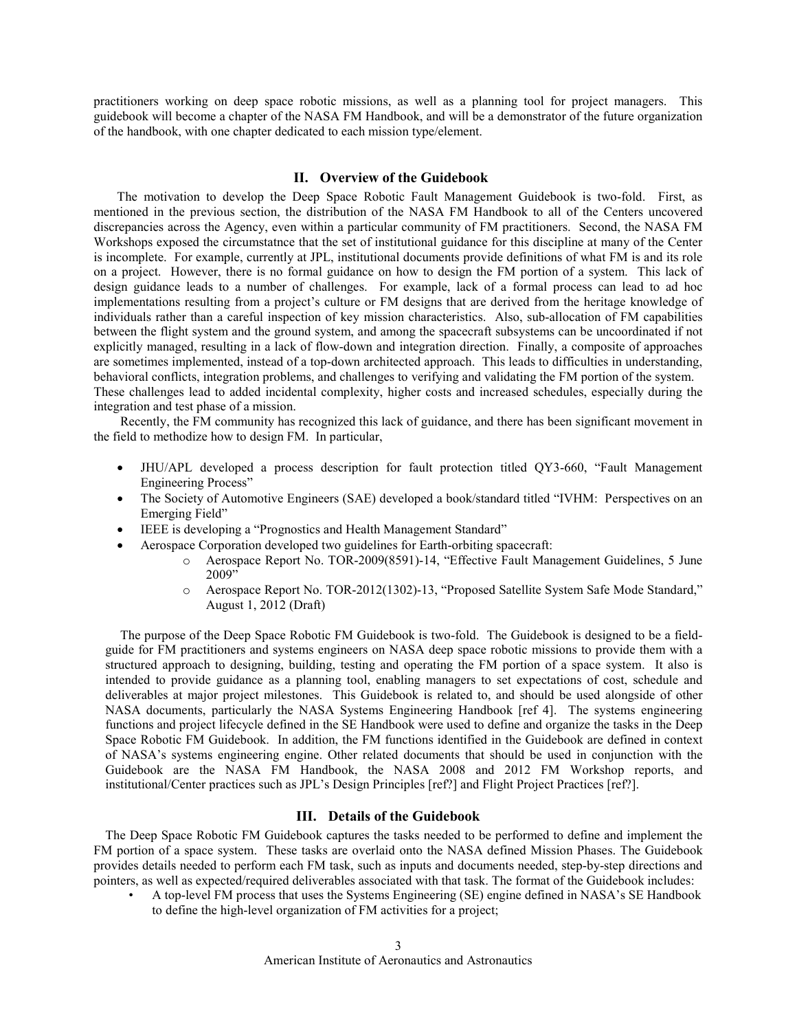practitioners working on deep space robotic missions, as well as a planning tool for project managers. This guidebook will become a chapter of the NASA FM Handbook, and will be a demonstrator of the future organization of the handbook, with one chapter dedicated to each mission type/element.

## II. Overview of the Guidebook

The motivation to develop the Deep Space Robotic Fault Management Guidebook is two-fold. First, as mentioned in the previous section, the distribution of the NASA FM Handbook to all of the Centers uncovered discrepancies across the Agency, even within a particular community of FM practitioners. Second, the NASA FM Workshops exposed the circumstatnce that the set of institutional guidance for this discipline at many of the Center is incomplete. For example, currently at JPL, institutional documents provide definitions of what FM is and its role on a project. However, there is no formal guidance on how to design the FM portion of a system. This lack of design guidance leads to a number of challenges. For example, lack of a formal process can lead to ad hoc implementations resulting from a project's culture or FM designs that are derived from the heritage knowledge of individuals rather than a careful inspection of key mission characteristics. Also, sub-allocation of FM capabilities between the flight system and the ground system, and among the spacecraft subsystems can be uncoordinated if not explicitly managed, resulting in a lack of flow-down and integration direction. Finally, a composite of approaches are sometimes implemented, instead of a top-down architected approach. This leads to difficulties in understanding, behavioral conflicts, integration problems, and challenges to verifying and validating the FM portion of the system. These challenges lead to added incidental complexity, higher costs and increased schedules, especially during the integration and test phase of a mission.

Recently, the FM community has recognized this lack of guidance, and there has been significant movement in the field to methodize how to design FM. In particular,

- JHU/APL developed a process description for fault protection titled QY3-660, "Fault Management Engineering Process"
- The Society of Automotive Engineers (SAE) developed a book/standard titled "IVHM: Perspectives on an Emerging Field"
- IEEE is developing a "Prognostics and Health Management Standard"
- Aerospace Corporation developed two guidelines for Earth-orbiting spacecraft:
  - Aerospace Report No. TOR-2009(8591)-14, "Effective Fault Management Guidelines, 5 June 2009"
  - Aerospace Report No. TOR-2012(1302)-13, "Proposed Satellite System Safe Mode Standard," August 1, 2012 (Draft)

The purpose of the Deep Space Robotic FM Guidebook is two-fold. The Guidebook is designed to be a field-guide for FM practitioners and systems engineers on NASA deep space robotic missions to provide them with a structured approach to designing, building, testing and operating the FM portion of a space system. It also is intended to provide guidance as a planning tool, enabling managers to set expectations of cost, schedule and deliverables at major project milestones. This Guidebook is related to, and should be used alongside of other NASA documents, particularly the NASA Systems Engineering Handbook [ref 4]. The systems engineering functions and project lifecycle defined in the SE Handbook were used to define and organize the tasks in the Deep Space Robotic FM Guidebook. In addition, the FM functions identified in the Guidebook are defined in context of NASA's systems engineering engine. Other related documents that should be used in conjunction with the Guidebook are the NASA FM Handbook, the NASA 2008 and 2012 FM Workshop reports, and institutional/Center practices such as JPL's Design Principles [ref?] and Flight Project Practices [ref?].

## III. Details of the Guidebook

The Deep Space Robotic FM Guidebook captures the tasks needed to be performed to define and implement the FM portion of a space system. These tasks are overlaid onto the NASA defined Mission Phases. The Guidebook provides details needed to perform each FM task, such as inputs and documents needed, step-by-step directions and pointers, as well as expected/required deliverables associated with that task. The format of the Guidebook includes:

- A top-level FM process that uses the Systems Engineering (SE) engine defined in NASA's SE Handbook to define the high-level organization of FM activities for a project;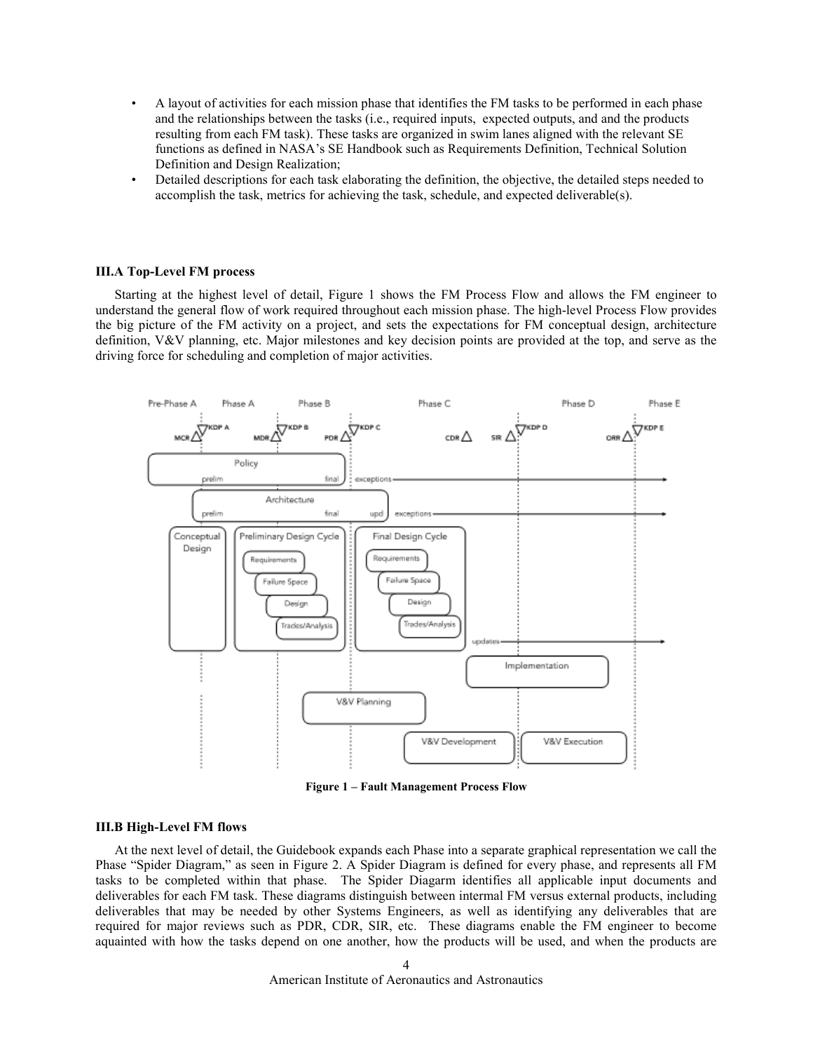- A layout of activities for each mission phase that identifies the FM tasks to be performed in each phase and the relationships between the tasks (i.e., required inputs, expected outputs, and and the products resulting from each FM task). These tasks are organized in swim lanes aligned with the relevant SE functions as defined in NASA's SE Handbook such as Requirements Definition, Technical Solution Definition and Design Realization;
- Detailed descriptions for each task elaborating the definition, the objective, the detailed steps needed to accomplish the task, metrics for achieving the task, schedule, and expected deliverable(s).

### III.A Top-Level FM process

Starting at the highest level of detail, Figure 1 shows the FM Process Flow and allows the FM engineer to understand the general flow of work required throughout each mission phase. The high-level Process Flow provides the big picture of the FM activity on a project, and sets the expectations for FM conceptual design, architecture definition, V&V planning, etc. Major milestones and key decision points are provided at the top, and serve as the driving force for scheduling and completion of major activities.

**Figure 1 – Fault Management Process Flow**

### III.B High-Level FM flows

At the next level of detail, the Guidebook expands each Phase into a separate graphical representation we call the Phase "Spider Diagram," as seen in Figure 2. A Spider Diagram is defined for every phase, and represents all FM tasks to be completed within that phase. The Spider Diagarm identifies all applicable input documents and deliverables for each FM task. These diagrams distinguish between intermal FM versus external products, including deliverables that may be needed by other Systems Engineers, as well as identifying any deliverables that are required for major reviews such as PDR, CDR, SIR, etc. These diagrams enable the FM engineer to become aquainted with how the tasks depend on one another, how the products will be used, and when the products are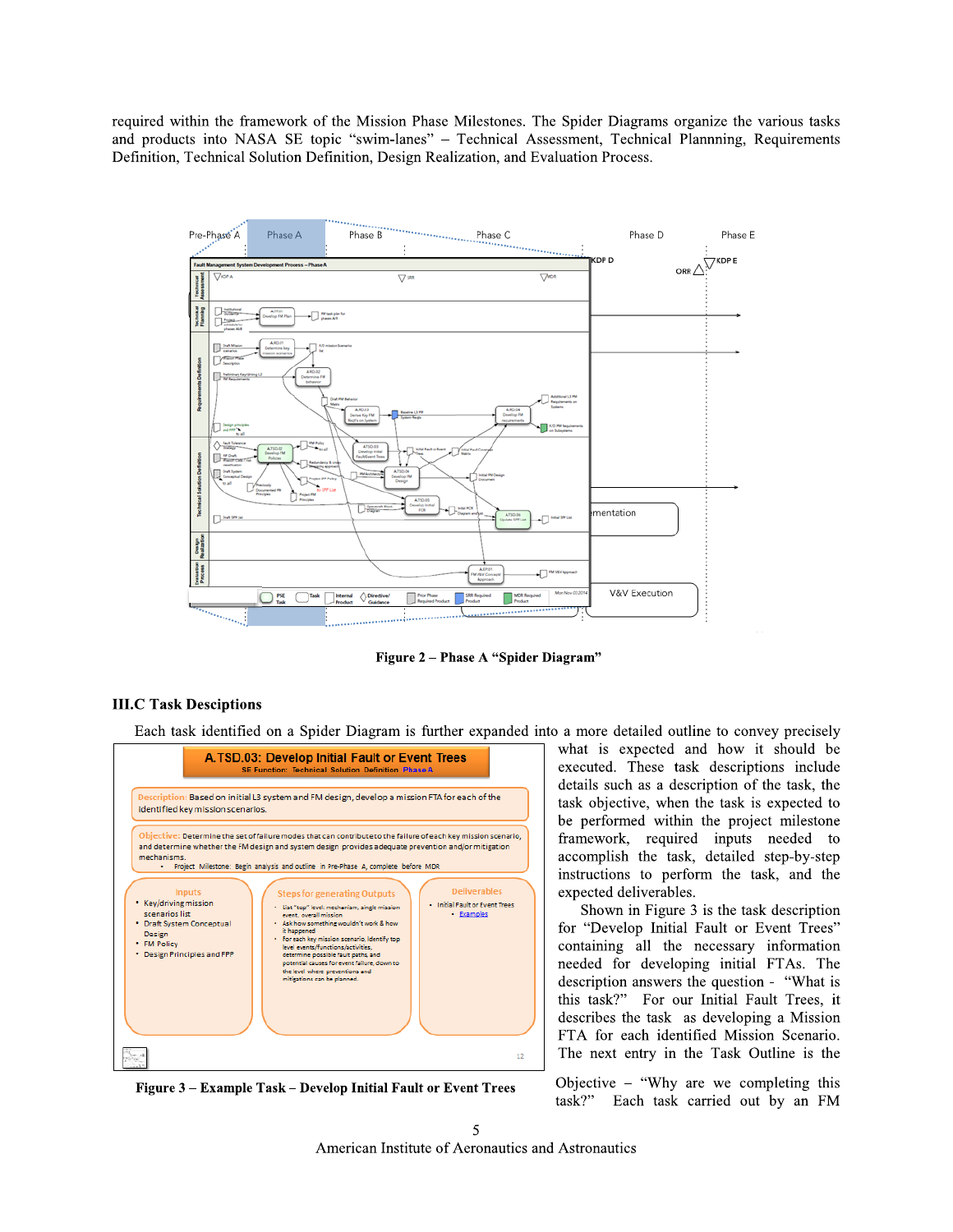required within the framework of the Mission Phase Milestones. The Spider Diagrams organize the various tasks and products into NASA SE topic "swim-lanes" – Technical Assessment, Technical Plannning, Requirements Definition, Technical Solution Definition, Design Realization, and Evaluation Process.

**Figure 2 – Phase A "Spider Diagram"**

## III.C Task Desciptions

Each task identified on a Spider Diagram is further expanded into a more detailed outline to convey precisely what is expected and how it should be executed. These task descriptions include details such as a description of the task, the task objective, when the task is expected to be performed within the project milestone framework, required inputs needed to accomplish the task, detailed step-by-step instructions to perform the task, and the expected deliverables.

Shown in Figure 3 is the task description for "Develop Initial Fault or Event Trees" containing all the necessary information needed for developing initial FTAs. The description answers the question - "What is this task?" For our Initial Fault Trees, it describes the task as developing a Mission FTA for each identified Mission Scenario. The next entry in the Task Outline is the Objective – "Why are we completing this task?" Each task carried out by an FM

**Figure 3 – Example Task – Develop Initial Fault or Event Trees**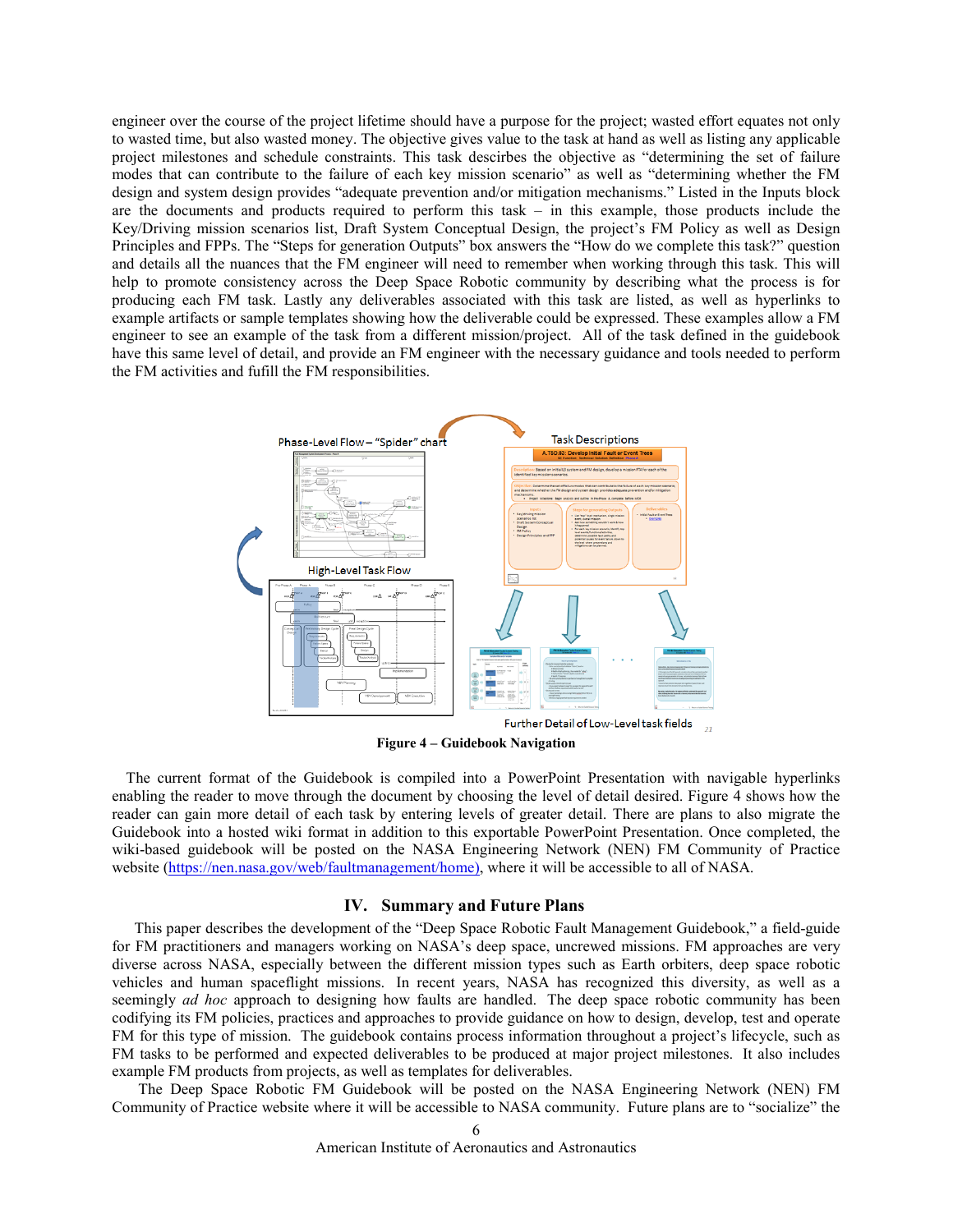engineer over the course of the project lifetime should have a purpose for the project; wasted effort equates not only to wasted time, but also wasted money. The objective gives value to the task at hand as well as listing any applicable project milestones and schedule constraints. This task descirbes the objective as "determining the set of failure modes that can contribute to the failure of each key mission scenario" as well as "determining whether the FM design and system design provides "adequate prevention and/or mitigation mechanisms." Listed in the Inputs block are the documents and products required to perform this task – in this example, those products include the Key/Driving mission scenarios list, Draft System Conceptual Design, the project's FM Policy as well as Design Principles and FPPs. The "Steps for generation Outputs" box answers the "How do we complete this task?" question and details all the nuances that the FM engineer will need to remember when working through this task. This will help to promote consistency across the Deep Space Robotic community by describing what the process is for producing each FM task. Lastly any deliverables associated with this task are listed, as well as hyperlinks to example artifacts or sample templates showing how the deliverable could be expressed. These examples allow a FM engineer to see an example of the task from a different mission/project. All of the task defined in the guidebook have this same level of detail, and provide an FM engineer with the necessary guidance and tools needed to perform the FM activities and fulfill the FM responsibilities.

**Figure 4 – Guidebook Navigation**

The current format of the Guidebook is compiled into a PowerPoint Presentation with navigable hyperlinks enabling the reader to move through the document by choosing the level of detail desired. Figure 4 shows how the reader can gain more detail of each task by entering levels of greater detail. There are plans to also migrate the Guidebook into a hosted wiki format in addition to this exportable PowerPoint Presentation. Once completed, the wiki-based guidebook will be posted on the NASA Engineering Network (NEN) FM Community of Practice website (https://nen.nasa.gov/web/faultmanagement/home), where it will be accessible to all of NASA.

## IV. Summary and Future Plans

This paper describes the development of the "Deep Space Robotic Fault Management Guidebook," a field-guide for FM practitioners and managers working on NASA's deep space, uncrewed missions. FM approaches are very diverse across NASA, especially between the different mission types such as Earth orbiters, deep space robotic vehicles and human spaceflight missions. In recent years, NASA has recognized this diversity, as well as a seemingly *ad hoc* approach to designing how faults are handled. The deep space robotic community has been codifying its FM policies, practices and approaches to provide guidance on how to design, develop, test and operate FM for this type of mission. The guidebook contains process information throughout a project's lifecycle, such as FM tasks to be performed and expected deliverables to be produced at major project milestones. It also includes example FM products from projects, as well as templates for deliverables.

The Deep Space Robotic FM Guidebook will be posted on the NASA Engineering Network (NEN) FM Community of Practice website where it will be accessible to NASA community. Future plans are to "socialize" the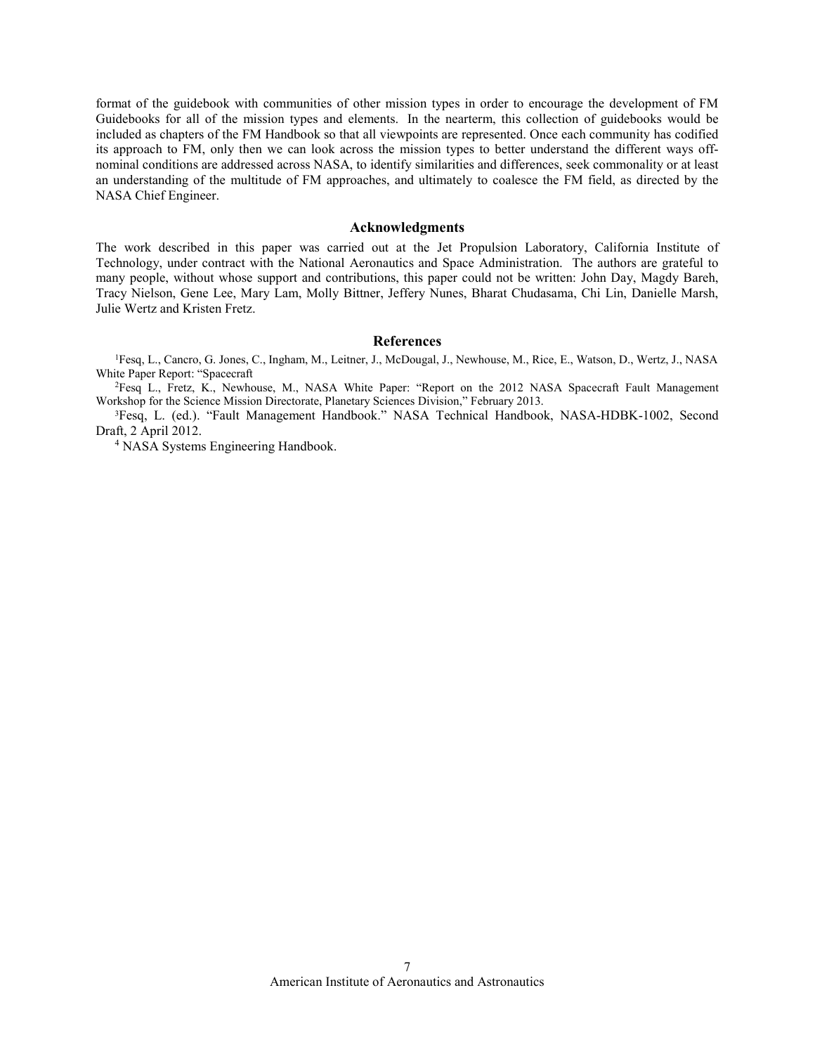format of the guidebook with communities of other mission types in order to encourage the development of FM Guidebooks for all of the mission types and elements. In the nearterm, this collection of guidebooks would be included as chapters of the FM Handbook so that all viewpoints are represented. Once each community has codified its approach to FM, only then we can look across the mission types to better understand the different ways off-nominal conditions are addressed across NASA, to identify similarities and differences, seek commonality or at least an understanding of the multitude of FM approaches, and ultimately to coalesce the FM field, as directed by the NASA Chief Engineer.

## Acknowledgments

The work described in this paper was carried out at the Jet Propulsion Laboratory, California Institute of Technology, under contract with the National Aeronautics and Space Administration. The authors are grateful to many people, without whose support and contributions, this paper could not be written: John Day, Magdy Bareh, Tracy Nielson, Gene Lee, Mary Lam, Molly Bittner, Jeffery Nunes, Bharat Chudasama, Chi Lin, Danielle Marsh, Julie Wertz and Kristen Fretz.

## References

[1]Fesq, L., Cancro, G. Jones, C., Ingham, M., Leitner, J., McDougal, J., Newhouse, M., Rice, E., Watson, D., Wertz, J., NASA White Paper Report: "Spacecraft

[2]Fesq L., Fretz, K., Newhouse, M., NASA White Paper: "Report on the 2012 NASA Spacecraft Fault Management Workshop for the Science Mission Directorate, Planetary Sciences Division," February 2013.

[3]Fesq, L. (ed.). "Fault Management Handbook." NASA Technical Handbook, NASA-HDBK-1002, Second Draft, 2 April 2012.

[4] NASA Systems Engineering Handbook.